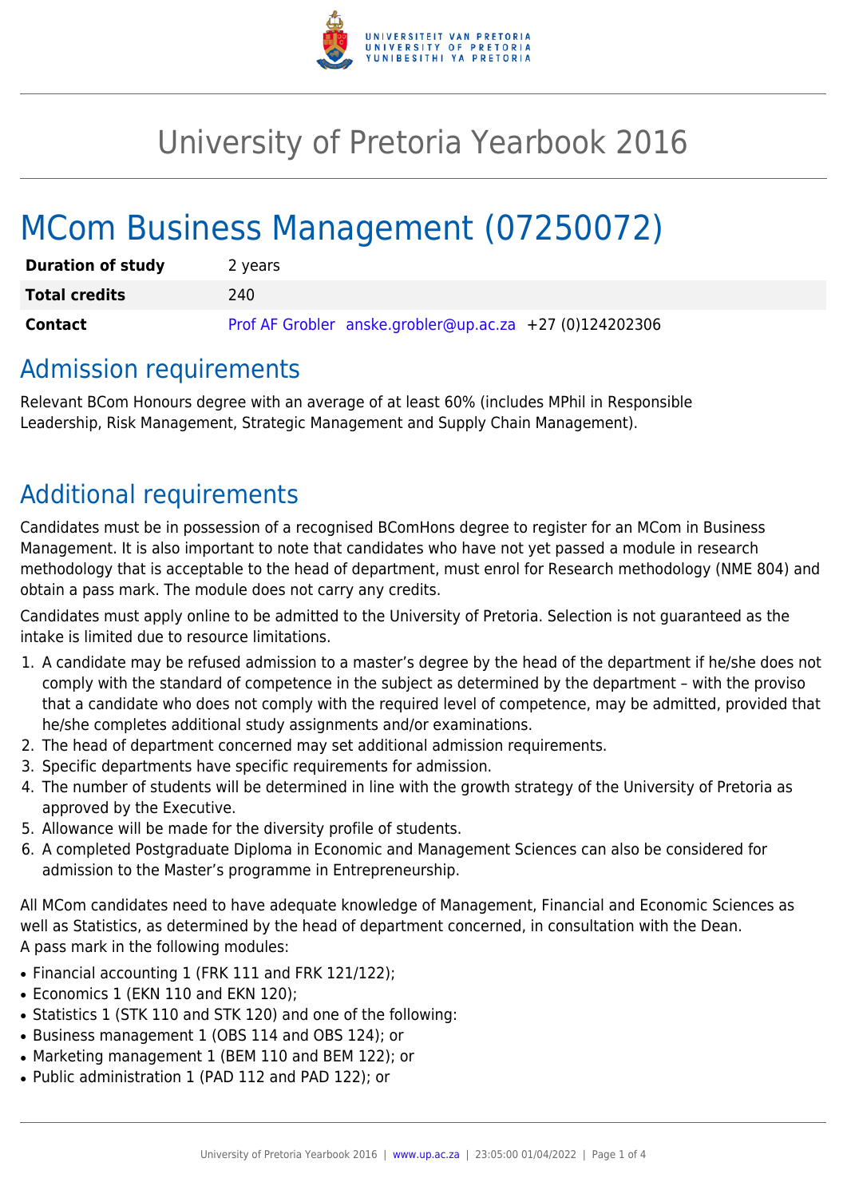# University of Pretoria Yearbook 2016

# MCom Business Management (07250072)

| | |
|---|---|
| **Duration of study** | 2 years |
| **Total credits** | 240 |
| **Contact** | Prof AF Grobler anske.grobler@up.ac.za +27 (0)124202306 |

## Admission requirements

Relevant BCom Honours degree with an average of at least 60% (includes MPhil in Responsible Leadership, Risk Management, Strategic Management and Supply Chain Management).

## Additional requirements

Candidates must be in possession of a recognised BComHons degree to register for an MCom in Business Management. It is also important to note that candidates who have not yet passed a module in research methodology that is acceptable to the head of department, must enrol for Research methodology (NME 804) and obtain a pass mark. The module does not carry any credits.

Candidates must apply online to be admitted to the University of Pretoria. Selection is not guaranteed as the intake is limited due to resource limitations.

1. A candidate may be refused admission to a master's degree by the head of the department if he/she does not comply with the standard of competence in the subject as determined by the department – with the proviso that a candidate who does not comply with the required level of competence, may be admitted, provided that he/she completes additional study assignments and/or examinations.
2. The head of department concerned may set additional admission requirements.
3. Specific departments have specific requirements for admission.
4. The number of students will be determined in line with the growth strategy of the University of Pretoria as approved by the Executive.
5. Allowance will be made for the diversity profile of students.
6. A completed Postgraduate Diploma in Economic and Management Sciences can also be considered for admission to the Master's programme in Entrepreneurship.

All MCom candidates need to have adequate knowledge of Management, Financial and Economic Sciences as well as Statistics, as determined by the head of department concerned, in consultation with the Dean.
A pass mark in the following modules:

- Financial accounting 1 (FRK 111 and FRK 121/122);
- Economics 1 (EKN 110 and EKN 120);
- Statistics 1 (STK 110 and STK 120) and one of the following:
- Business management 1 (OBS 114 and OBS 124); or
- Marketing management 1 (BEM 110 and BEM 122); or
- Public administration 1 (PAD 112 and PAD 122); or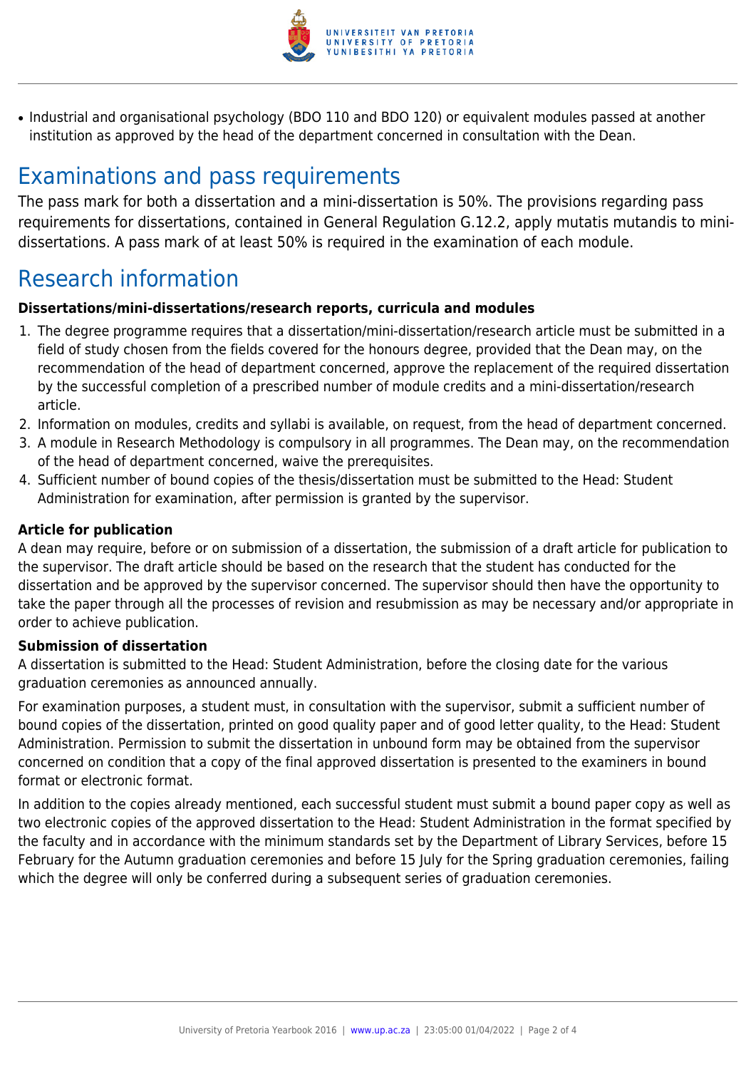- Industrial and organisational psychology (BDO 110 and BDO 120) or equivalent modules passed at another institution as approved by the head of the department concerned in consultation with the Dean.

# Examinations and pass requirements

The pass mark for both a dissertation and a mini-dissertation is 50%. The provisions regarding pass requirements for dissertations, contained in General Regulation G.12.2, apply mutatis mutandis to mini-dissertations. A pass mark of at least 50% is required in the examination of each module.

# Research information

**Dissertations/mini-dissertations/research reports, curricula and modules**

1. The degree programme requires that a dissertation/mini-dissertation/research article must be submitted in a field of study chosen from the fields covered for the honours degree, provided that the Dean may, on the recommendation of the head of department concerned, approve the replacement of the required dissertation by the successful completion of a prescribed number of module credits and a mini-dissertation/research article.
2. Information on modules, credits and syllabi is available, on request, from the head of department concerned.
3. A module in Research Methodology is compulsory in all programmes. The Dean may, on the recommendation of the head of department concerned, waive the prerequisites.
4. Sufficient number of bound copies of the thesis/dissertation must be submitted to the Head: Student Administration for examination, after permission is granted by the supervisor.

**Article for publication**

A dean may require, before or on submission of a dissertation, the submission of a draft article for publication to the supervisor. The draft article should be based on the research that the student has conducted for the dissertation and be approved by the supervisor concerned. The supervisor should then have the opportunity to take the paper through all the processes of revision and resubmission as may be necessary and/or appropriate in order to achieve publication.

**Submission of dissertation**

A dissertation is submitted to the Head: Student Administration, before the closing date for the various graduation ceremonies as announced annually.

For examination purposes, a student must, in consultation with the supervisor, submit a sufficient number of bound copies of the dissertation, printed on good quality paper and of good letter quality, to the Head: Student Administration. Permission to submit the dissertation in unbound form may be obtained from the supervisor concerned on condition that a copy of the final approved dissertation is presented to the examiners in bound format or electronic format.

In addition to the copies already mentioned, each successful student must submit a bound paper copy as well as two electronic copies of the approved dissertation to the Head: Student Administration in the format specified by the faculty and in accordance with the minimum standards set by the Department of Library Services, before 15 February for the Autumn graduation ceremonies and before 15 July for the Spring graduation ceremonies, failing which the degree will only be conferred during a subsequent series of graduation ceremonies.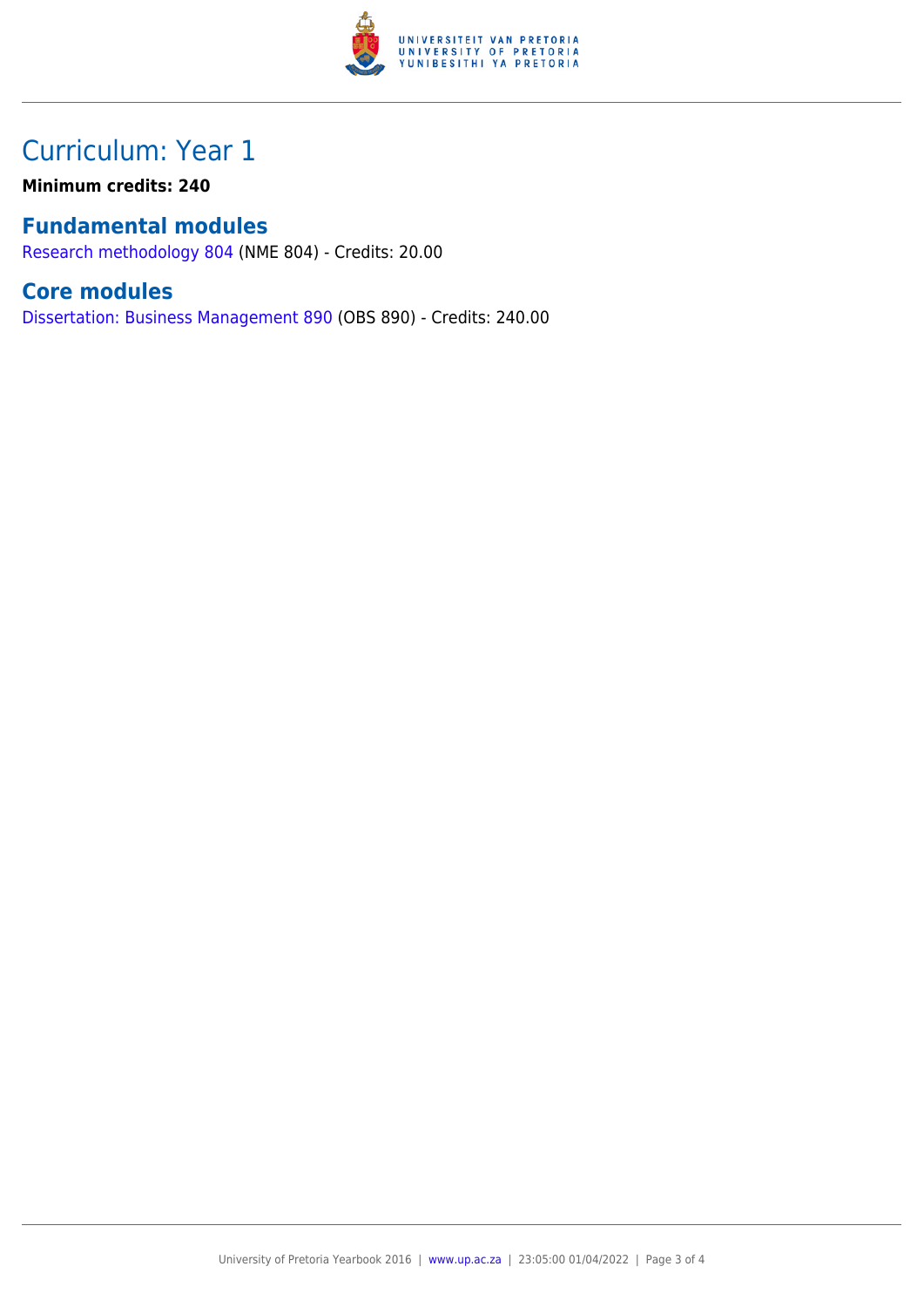# Curriculum: Year 1

**Minimum credits: 240**

## Fundamental modules

Research methodology 804 (NME 804) - Credits: 20.00

## Core modules

Dissertation: Business Management 890 (OBS 890) - Credits: 240.00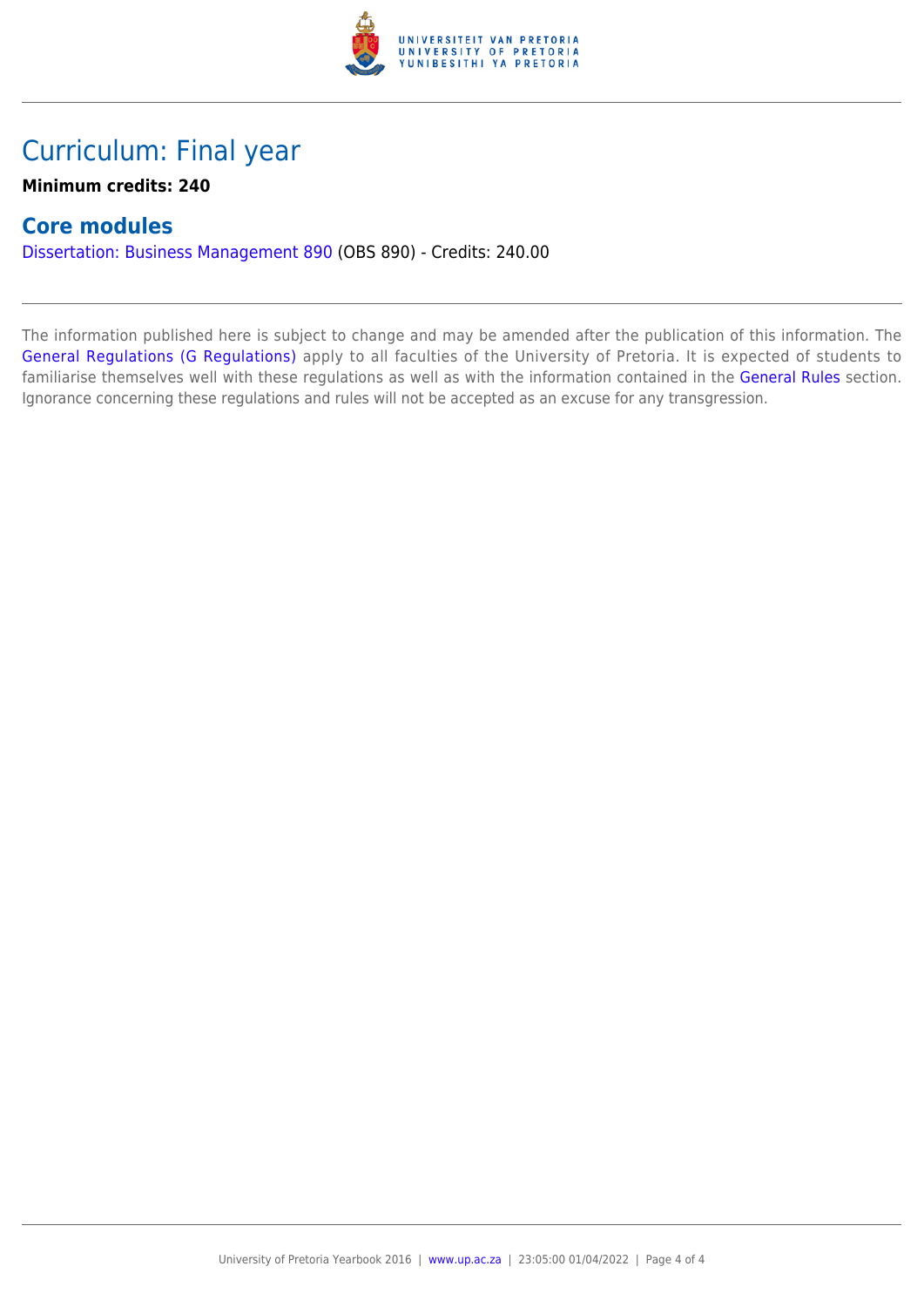# Curriculum: Final year

**Minimum credits: 240**

## Core modules

Dissertation: Business Management 890 (OBS 890) - Credits: 240.00

The information published here is subject to change and may be amended after the publication of this information. The General Regulations (G Regulations) apply to all faculties of the University of Pretoria. It is expected of students to familiarise themselves well with these regulations as well as with the information contained in the General Rules section. Ignorance concerning these regulations and rules will not be accepted as an excuse for any transgression.